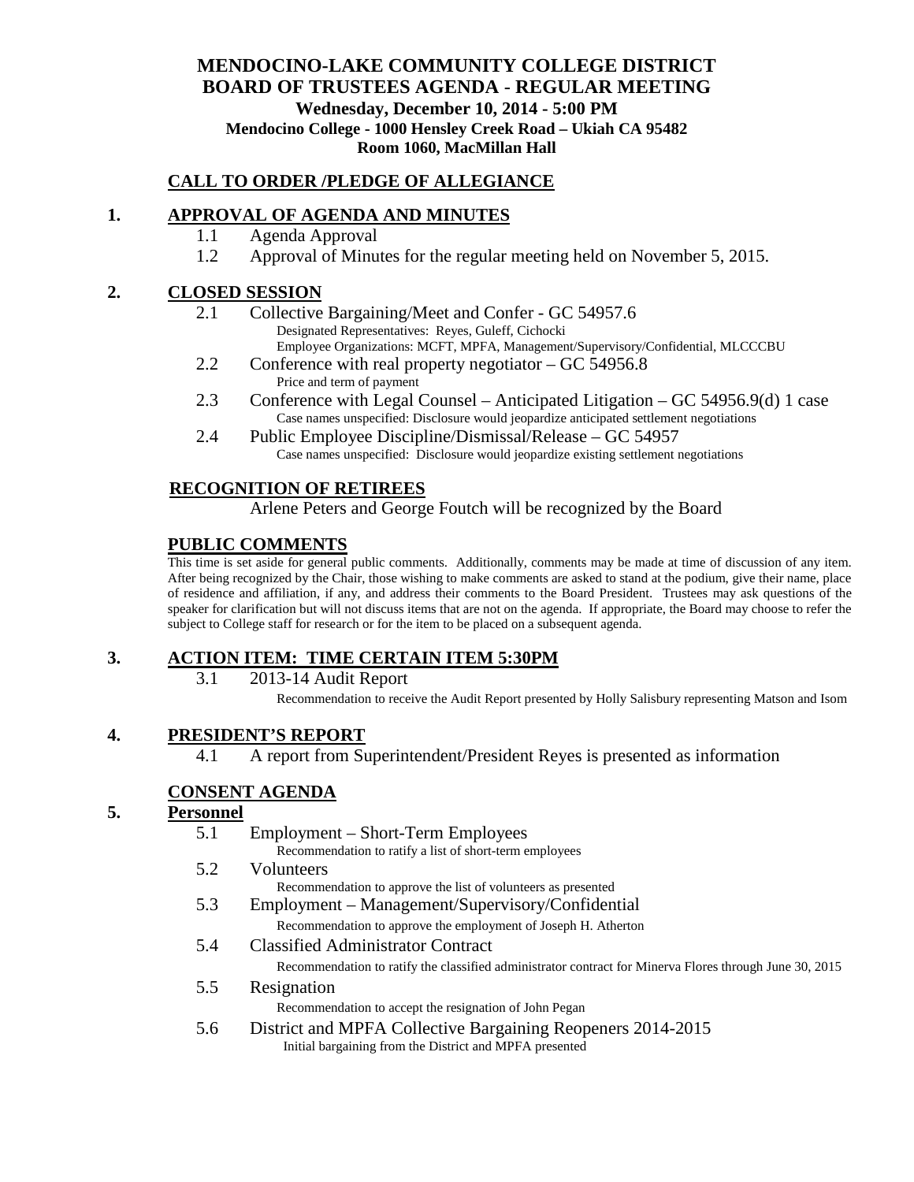# MENDOCINO-LAKE COMMUNITY COLLEGE DISTRICT
## BOARD OF TRUSTEES AGENDA - REGULAR MEETING

**Wednesday, December 10, 2014 - 5:00 PM**
**Mendocino College - 1000 Hensley Creek Road – Ukiah CA 95482**
**Room 1060, MacMillan Hall**

## CALL TO ORDER /PLEDGE OF ALLEGIANCE

## 1. APPROVAL OF AGENDA AND MINUTES

1.1 Agenda Approval

1.2 Approval of Minutes for the regular meeting held on November 5, 2015.

## 2. CLOSED SESSION

2.1 Collective Bargaining/Meet and Confer - GC 54957.6
Designated Representatives: Reyes, Guleff, Cichocki
Employee Organizations: MCFT, MPFA, Management/Supervisory/Confidential, MLCCCBU

2.2 Conference with real property negotiator – GC 54956.8
Price and term of payment

2.3 Conference with Legal Counsel – Anticipated Litigation – GC 54956.9(d) 1 case
Case names unspecified: Disclosure would jeopardize anticipated settlement negotiations

2.4 Public Employee Discipline/Dismissal/Release – GC 54957
Case names unspecified: Disclosure would jeopardize existing settlement negotiations

## RECOGNITION OF RETIREES

Arlene Peters and George Foutch will be recognized by the Board

## PUBLIC COMMENTS

This time is set aside for general public comments. Additionally, comments may be made at time of discussion of any item. After being recognized by the Chair, those wishing to make comments are asked to stand at the podium, give their name, place of residence and affiliation, if any, and address their comments to the Board President. Trustees may ask questions of the speaker for clarification but will not discuss items that are not on the agenda. If appropriate, the Board may choose to refer the subject to College staff for research or for the item to be placed on a subsequent agenda.

## 3. ACTION ITEM: TIME CERTAIN ITEM 5:30PM

3.1 2013-14 Audit Report
Recommendation to receive the Audit Report presented by Holly Salisbury representing Matson and Isom

## 4. PRESIDENT'S REPORT

4.1 A report from Superintendent/President Reyes is presented as information

## CONSENT AGENDA

## 5. Personnel

5.1 Employment – Short-Term Employees
Recommendation to ratify a list of short-term employees

5.2 Volunteers
Recommendation to approve the list of volunteers as presented

5.3 Employment – Management/Supervisory/Confidential
Recommendation to approve the employment of Joseph H. Atherton

5.4 Classified Administrator Contract
Recommendation to ratify the classified administrator contract for Minerva Flores through June 30, 2015

5.5 Resignation
Recommendation to accept the resignation of John Pegan

5.6 District and MPFA Collective Bargaining Reopeners 2014-2015
Initial bargaining from the District and MPFA presented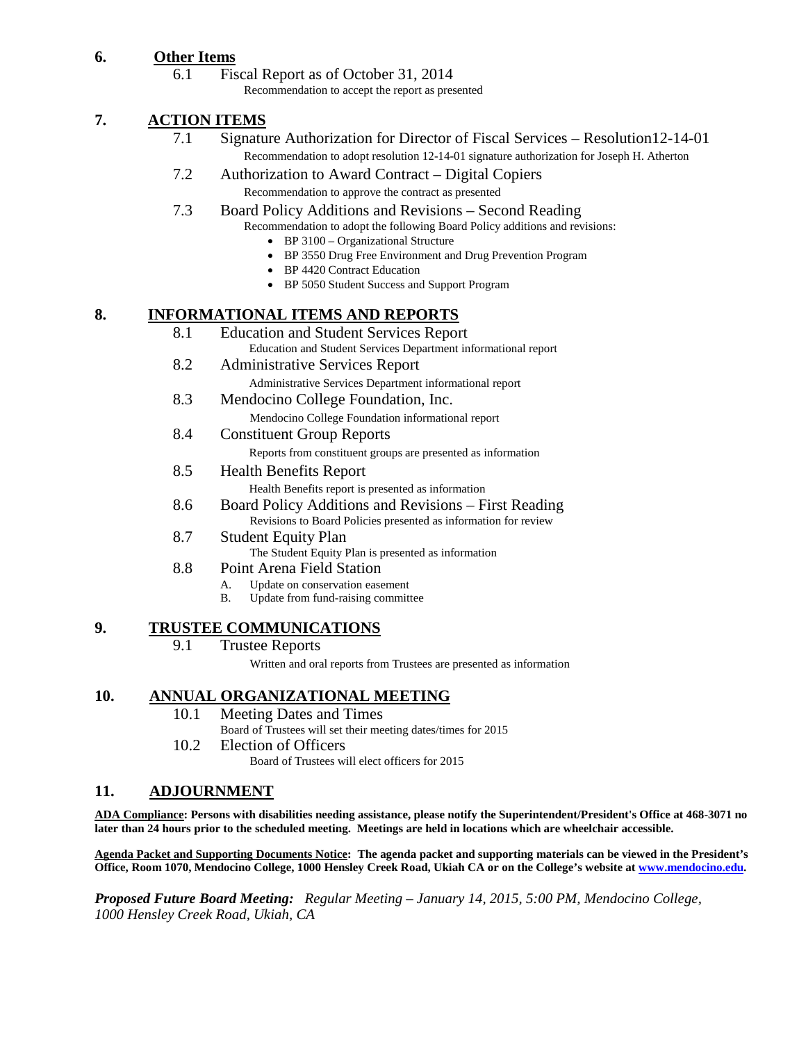## 6. Other Items

6.1 Fiscal Report as of October 31, 2014

Recommendation to accept the report as presented

## 7. ACTION ITEMS

7.1 Signature Authorization for Director of Fiscal Services – Resolution12-14-01

Recommendation to adopt resolution 12-14-01 signature authorization for Joseph H. Atherton

7.2 Authorization to Award Contract – Digital Copiers

Recommendation to approve the contract as presented

7.3 Board Policy Additions and Revisions – Second Reading

Recommendation to adopt the following Board Policy additions and revisions:

- BP 3100 – Organizational Structure
- BP 3550 Drug Free Environment and Drug Prevention Program
- BP 4420 Contract Education
- BP 5050 Student Success and Support Program

## 8. INFORMATIONAL ITEMS AND REPORTS

8.1 Education and Student Services Report

Education and Student Services Department informational report

8.2 Administrative Services Report

Administrative Services Department informational report

8.3 Mendocino College Foundation, Inc.

Mendocino College Foundation informational report

8.4 Constituent Group Reports

Reports from constituent groups are presented as information

8.5 Health Benefits Report

Health Benefits report is presented as information

8.6 Board Policy Additions and Revisions – First Reading

Revisions to Board Policies presented as information for review

8.7 Student Equity Plan

The Student Equity Plan is presented as information

8.8 Point Arena Field Station

A. Update on conservation easement

B. Update from fund-raising committee

## 9. TRUSTEE COMMUNICATIONS

9.1 Trustee Reports

Written and oral reports from Trustees are presented as information

## 10. ANNUAL ORGANIZATIONAL MEETING

10.1 Meeting Dates and Times

Board of Trustees will set their meeting dates/times for 2015

10.2 Election of Officers

Board of Trustees will elect officers for 2015

## 11. ADJOURNMENT

**ADA Compliance: Persons with disabilities needing assistance, please notify the Superintendent/President's Office at 468-3071 no later than 24 hours prior to the scheduled meeting. Meetings are held in locations which are wheelchair accessible.**

**Agenda Packet and Supporting Documents Notice: The agenda packet and supporting materials can be viewed in the President's Office, Room 1070, Mendocino College, 1000 Hensley Creek Road, Ukiah CA or on the College's website at www.mendocino.edu.**

***Proposed Future Board Meeting:*** *Regular Meeting – January 14, 2015, 5:00 PM, Mendocino College, 1000 Hensley Creek Road, Ukiah, CA*